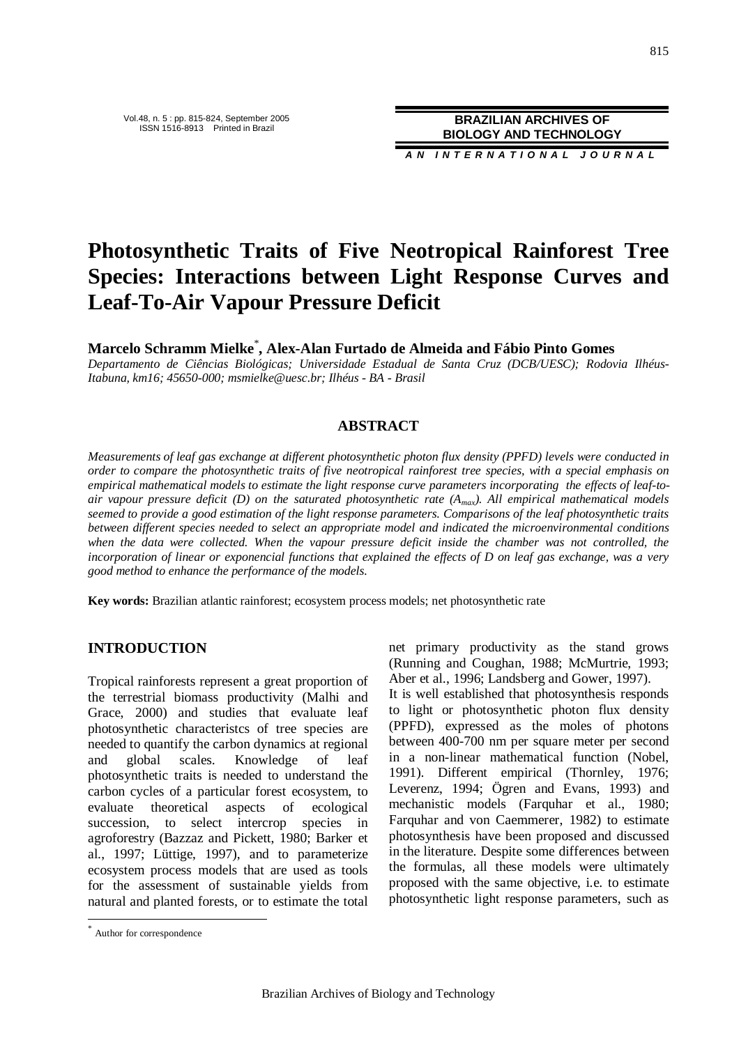# Photosynthetic Traits of Five Neotropical Rainforest Tree Species: Interactions between Light Response Curves and Leaf-To-Air Vapour Pressure Deficit

**Marcelo Schramm Mielke[*], Alex-Alan Furtado de Almeida and Fábio Pinto Gomes**

*Departamento de Ciências Biológicas; Universidade Estadual de Santa Cruz (DCB/UESC); Rodovia Ilhéus-Itabuna, km16; 45650-000; msmielke@uesc.br; Ilhéus - BA - Brasil*

## ABSTRACT

*Measurements of leaf gas exchange at different photosynthetic photon flux density (PPFD) levels were conducted in order to compare the photosynthetic traits of five neotropical rainforest tree species, with a special emphasis on empirical mathematical models to estimate the light response curve parameters incorporating the effects of leaf-to-air vapour pressure deficit (D) on the saturated photosynthetic rate ($A_{max}$). All empirical mathematical models seemed to provide a good estimation of the light response parameters. Comparisons of the leaf photosynthetic traits between different species needed to select an appropriate model and indicated the microenvironmental conditions when the data were collected. When the vapour pressure deficit inside the chamber was not controlled, the incorporation of linear or exponencial functions that explained the effects of D on leaf gas exchange, was a very good method to enhance the performance of the models.*

**Key words:** Brazilian atlantic rainforest; ecosystem process models; net photosynthetic rate

## INTRODUCTION

Tropical rainforests represent a great proportion of the terrestrial biomass productivity (Malhi and Grace, 2000) and studies that evaluate leaf photosynthetic characteristcs of tree species are needed to quantify the carbon dynamics at regional and global scales. Knowledge of leaf photosynthetic traits is needed to understand the carbon cycles of a particular forest ecosystem, to evaluate theoretical aspects of ecological succession, to select intercrop species in agroforestry (Bazzaz and Pickett, 1980; Barker et al., 1997; Lüttige, 1997), and to parameterize ecosystem process models that are used as tools for the assessment of sustainable yields from natural and planted forests, or to estimate the total net primary productivity as the stand grows (Running and Coughan, 1988; McMurtrie, 1993; Aber et al., 1996; Landsberg and Gower, 1997).

It is well established that photosynthesis responds to light or photosynthetic photon flux density (PPFD), expressed as the moles of photons between 400-700 nm per square meter per second in a non-linear mathematical function (Nobel, 1991). Different empirical (Thornley, 1976; Leverenz, 1994; Ögren and Evans, 1993) and mechanistic models (Farquhar et al., 1980; Farquhar and von Caemmerer, 1982) to estimate photosynthesis have been proposed and discussed in the literature. Despite some differences between the formulas, all these models were ultimately proposed with the same objective, i.e. to estimate photosynthetic light response parameters, such as

[*] Author for correspondence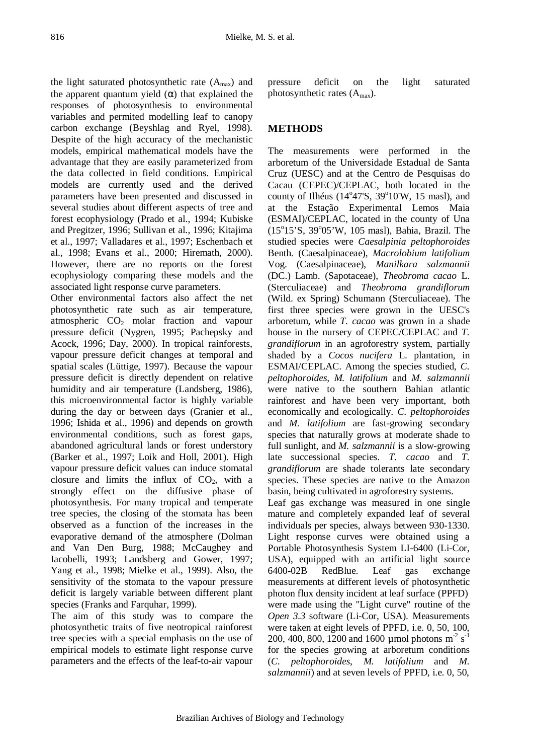the light saturated photosynthetic rate ($A_{max}$) and the apparent quantum yield ($\alpha$) that explained the responses of photosynthesis to environmental variables and permited modelling leaf to canopy carbon exchange (Beyshlag and Ryel, 1998). Despite of the high accuracy of the mechanistic models, empirical mathematical models have the advantage that they are easily parameterized from the data collected in field conditions. Empirical models are currently used and the derived parameters have been presented and discussed in several studies about different aspects of tree and forest ecophysiology (Prado et al., 1994; Kubiske and Pregitzer, 1996; Sullivan et al., 1996; Kitajima et al., 1997; Valladares et al., 1997; Eschenbach et al., 1998; Evans et al., 2000; Hiremath, 2000). However, there are no reports on the forest ecophysiology comparing these models and the associated light response curve parameters.

Other environmental factors also affect the net photosynthetic rate such as air temperature, atmospheric $CO_2$ molar fraction and vapour pressure deficit (Nygren, 1995; Pachepsky and Acock, 1996; Day, 2000). In tropical rainforests, vapour pressure deficit changes at temporal and spatial scales (Lüttige, 1997). Because the vapour pressure deficit is directly dependent on relative humidity and air temperature (Landsberg, 1986), this microenvironmental factor is highly variable during the day or between days (Granier et al., 1996; Ishida et al., 1996) and depends on growth environmental conditions, such as forest gaps, abandoned agricultural lands or forest understory (Barker et al., 1997; Loik and Holl, 2001). High vapour pressure deficit values can induce stomatal closure and limits the influx of $CO_2$, with a strongly effect on the diffusive phase of photosynthesis. For many tropical and temperate tree species, the closing of the stomata has been observed as a function of the increases in the evaporative demand of the atmosphere (Dolman and Van Den Burg, 1988; McCaughey and Iacobelli, 1993; Landsberg and Gower, 1997; Yang et al., 1998; Mielke et al., 1999). Also, the sensitivity of the stomata to the vapour pressure deficit is largely variable between different plant species (Franks and Farquhar, 1999).

The aim of this study was to compare the photosynthetic traits of five neotropical rainforest tree species with a special emphasis on the use of empirical models to estimate light response curve parameters and the effects of the leaf-to-air vapour pressure deficit on the light saturated photosynthetic rates ($A_{max}$).

## METHODS

The measurements were performed in the arboretum of the Universidade Estadual de Santa Cruz (UESC) and at the Centro de Pesquisas do Cacau (CEPEC)/CEPLAC, both located in the county of Ilhéus (14°47'S, 39°10'W, 15 masl), and at the Estação Experimental Lemos Maia (ESMAI)/CEPLAC, located in the county of Una (15°15'S, 39°05'W, 105 masl), Bahia, Brazil. The studied species were *Caesalpinia peltophoroides* Benth. (Caesalpinaceae), *Macrolobium latifolium* Vog. (Caesalpinaceae), *Manilkara salzmannii* (DC.) Lamb. (Sapotaceae), *Theobroma cacao* L. (Sterculiaceae) and *Theobroma grandiflorum* (Wild. ex Spring) Schumann (Sterculiaceae). The first three species were grown in the UESC's arboretum, while *T. cacao* was grown in a shade house in the nursery of CEPEC/CEPLAC and *T. grandiflorum* in an agroforestry system, partially shaded by a *Cocos nucifera* L. plantation, in ESMAI/CEPLAC. Among the species studied, *C. peltophoroides*, *M. latifolium* and *M. salzmannii* were native to the southern Bahian atlantic rainforest and have been very important, both economically and ecologically. *C. peltophoroides* and *M. latifolium* are fast-growing secondary species that naturally grows at moderate shade to full sunlight, and *M. salzmannii* is a slow-growing late successional species. *T. cacao* and *T. grandiflorum* are shade tolerants late secondary species. These species are native to the Amazon basin, being cultivated in agroforestry systems.

Leaf gas exchange was measured in one single mature and completely expanded leaf of several individuals per species, always between 930-1330. Light response curves were obtained using a Portable Photosynthesis System LI-6400 (Li-Cor, USA), equipped with an artificial light source 6400-02B RedBlue. Leaf gas exchange measurements at different levels of photosynthetic photon flux density incident at leaf surface (PPFD) were made using the "Light curve" routine of the *Open 3.3* software (Li-Cor, USA). Measurements were taken at eight levels of PPFD, i.e. 0, 50, 100, 200, 400, 800, 1200 and 1600 µmol photons $m^{-2}$ $s^{-1}$ for the species growing at arboretum conditions (*C. peltophoroides*, *M. latifolium* and *M. salzmannii*) and at seven levels of PPFD, i.e. 0, 50,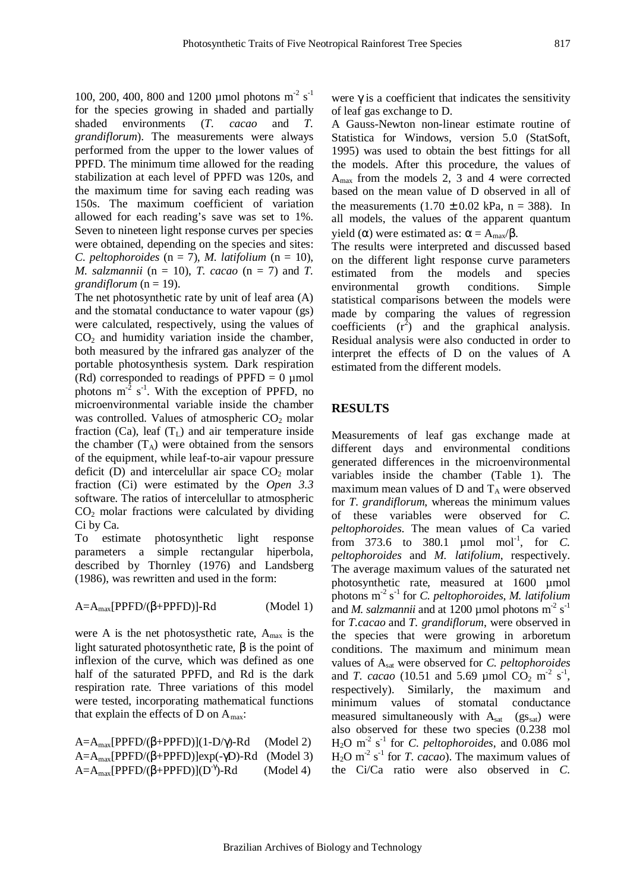100, 200, 400, 800 and 1200 µmol photons $m^{-2}$ $s^{-1}$ for the species growing in shaded and partially shaded environments (*T. cacao* and *T. grandiflorum*). The measurements were always performed from the upper to the lower values of PPFD. The minimum time allowed for the reading stabilization at each level of PPFD was 120s, and the maximum time for saving each reading was 150s. The maximum coefficient of variation allowed for each reading's save was set to 1%. Seven to nineteen light response curves per species were obtained, depending on the species and sites: *C. peltophoroides* (n = 7), *M. latifolium* (n = 10), *M. salzmannii* (n = 10), *T. cacao* (n = 7) and *T. grandiflorum* (n = 19).

The net photosynthetic rate by unit of leaf area (A) and the stomatal conductance to water vapour (gs) were calculated, respectively, using the values of $CO_2$ and humidity variation inside the chamber, both measured by the infrared gas analyzer of the portable photosynthesis system. Dark respiration (Rd) corresponded to readings of PPFD = 0 µmol photons $m^{-2}$ $s^{-1}$. With the exception of PPFD, no microenvironmental variable inside the chamber was controlled. Values of atmospheric $CO_2$ molar fraction (Ca), leaf ($T_L$) and air temperature inside the chamber ($T_A$) were obtained from the sensors of the equipment, while leaf-to-air vapour pressure deficit (D) and intercelullar air space $CO_2$ molar fraction (Ci) were estimated by the *Open 3.3* software. The ratios of intercelullar to atmospheric $CO_2$ molar fractions were calculated by dividing Ci by Ca.

To estimate photosynthetic light response parameters a simple rectangular hiperbola, described by Thornley (1976) and Landsberg (1986), was rewritten and used in the form:

$$A=A_{max}[PPFD/(\beta+PPFD)]-Rd \qquad \text{(Model 1)}$$

were A is the net photosysthetic rate, $A_{max}$ is the light saturated photosynthetic rate, $\beta$ is the point of inflexion of the curve, which was defined as one half of the saturated PPFD, and Rd is the dark respiration rate. Three variations of this model were tested, incorporating mathematical functions that explain the effects of D on $A_{max}$:

$$A=A_{max}[PPFD/(\beta+PPFD)](1-D/\gamma)-Rd \qquad \text{(Model 2)}$$
$$A=A_{max}[PPFD/(\beta+PPFD)]\exp(-\gamma D)-Rd \qquad \text{(Model 3)}$$
$$A=A_{max}[PPFD/(\beta+PPFD)](D^{-\gamma})-Rd \qquad \text{(Model 4)}$$

were $\gamma$ is a coefficient that indicates the sensitivity of leaf gas exchange to D.

A Gauss-Newton non-linear estimate routine of Statistica for Windows, version 5.0 (StatSoft, 1995) was used to obtain the best fittings for all the models. After this procedure, the values of $A_{max}$ from the models 2, 3 and 4 were corrected based on the mean value of D observed in all of the measurements (1.70 ± 0.02 kPa, n = 388). In all models, the values of the apparent quantum yield ($\alpha$) were estimated as: $\alpha = A_{max}/\beta$.

The results were interpreted and discussed based on the different light response curve parameters estimated from the models and species environmental growth conditions. Simple statistical comparisons between the models were made by comparing the values of regression coefficients ($r^2$) and the graphical analysis. Residual analysis were also conducted in order to interpret the effects of D on the values of A estimated from the different models.

## RESULTS

Measurements of leaf gas exchange made at different days and environmental conditions generated differences in the microenvironmental variables inside the chamber (Table 1). The maximum mean values of D and $T_A$ were observed for *T. grandiflorum*, whereas the minimum values of these variables were observed for *C. peltophoroides*. The mean values of Ca varied from 373.6 to 380.1 µmol $mol^{-1}$, for *C. peltophoroides* and *M. latifolium*, respectively. The average maximum values of the saturated net photosynthetic rate, measured at 1600 µmol photons $m^{-2}$ $s^{-1}$ for *C. peltophoroides*, *M. latifolium* and *M. salzmannii* and at 1200 µmol photons $m^{-2}$ $s^{-1}$ for *T.cacao* and *T. grandiflorum*, were observed in the species that were growing in arboretum conditions. The maximum and minimum mean values of $A_{sat}$ were observed for *C. peltophoroides* and *T. cacao* (10.51 and 5.69 µmol $CO_2$ $m^{-2}$ $s^{-1}$, respectively). Similarly, the maximum and minimum values of stomatal conductance measured simultaneously with $A_{sat}$ ($gs_{sat}$) were also observed for these two species (0.238 mol $H_2O$ $m^{-2}$ $s^{-1}$ for *C. peltophoroides*, and 0.086 mol $H_2O$ $m^{-2}$ $s^{-1}$ for *T. cacao*). The maximum values of the Ci/Ca ratio were also observed in *C.*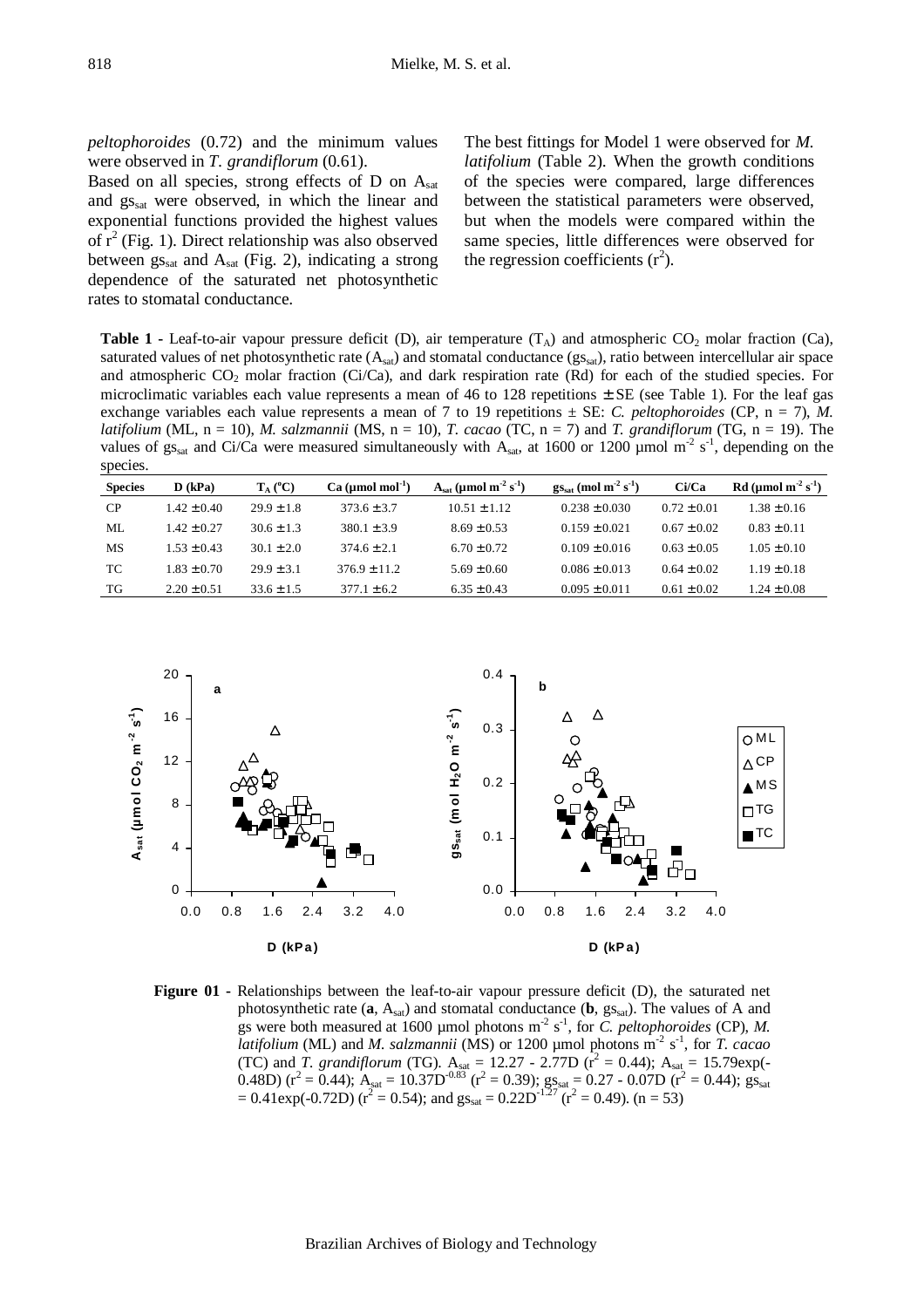*peltophoroides* (0.72) and the minimum values were observed in *T. grandiflorum* (0.61).

Based on all species, strong effects of D on $A_{sat}$ and $gs_{sat}$ were observed, in which the linear and exponential functions provided the highest values of $r^2$ (Fig. 1). Direct relationship was also observed between $gs_{sat}$ and $A_{sat}$ (Fig. 2), indicating a strong dependence of the saturated net photosynthetic rates to stomatal conductance.

The best fittings for Model 1 were observed for *M. latifolium* (Table 2). When the growth conditions of the species were compared, large differences between the statistical parameters were observed, but when the models were compared within the same species, little differences were observed for the regression coefficients ($r^2$).

**Table 1** - Leaf-to-air vapour pressure deficit (D), air temperature ($T_A$) and atmospheric $CO_2$ molar fraction (Ca), saturated values of net photosynthetic rate ($A_{sat}$) and stomatal conductance ($gs_{sat}$), ratio between intercellular air space and atmospheric $CO_2$ molar fraction (Ci/Ca), and dark respiration rate (Rd) for each of the studied species. For microclimatic variables each value represents a mean of 46 to 128 repetitions ± SE (see Table 1). For the leaf gas exchange variables each value represents a mean of 7 to 19 repetitions ± SE: *C. peltophoroides* (CP, n = 7), *M. latifolium* (ML, n = 10), *M. salzmannii* (MS, n = 10), *T. cacao* (TC, n = 7) and *T. grandiflorum* (TG, n = 19). The values of $gs_{sat}$ and Ci/Ca were measured simultaneously with $A_{sat}$, at 1600 or 1200 µmol $m^{-2}$ $s^{-1}$, depending on the species.

| Species | D (kPa) | $T_A$ (ºC) | Ca (µmol $mol^{-1}$) | $A_{sat}$ (µmol $m^{-2}$ $s^{-1}$) | $gs_{sat}$ (mol $m^{-2}$ $s^{-1}$) | Ci/Ca | Rd (µmol $m^{-2}$ $s^{-1}$) |
|---|---|---|---|---|---|---|---|
| CP | 1.42 ± 0.40 | 29.9 ± 1.8 | 373.6 ± 3.7 | 10.51 ± 1.12 | 0.238 ± 0.030 | 0.72 ± 0.01 | 1.38 ± 0.16 |
| ML | 1.42 ± 0.27 | 30.6 ± 1.3 | 380.1 ± 3.9 | 8.69 ± 0.53 | 0.159 ± 0.021 | 0.67 ± 0.02 | 0.83 ± 0.11 |
| MS | 1.53 ± 0.43 | 30.1 ± 2.0 | 374.6 ± 2.1 | 6.70 ± 0.72 | 0.109 ± 0.016 | 0.63 ± 0.05 | 1.05 ± 0.10 |
| TC | 1.83 ± 0.70 | 29.9 ± 3.1 | 376.9 ± 11.2 | 5.69 ± 0.60 | 0.086 ± 0.013 | 0.64 ± 0.02 | 1.19 ± 0.18 |
| TG | 2.20 ± 0.51 | 33.6 ± 1.5 | 377.1 ± 6.2 | 6.35 ± 0.43 | 0.095 ± 0.011 | 0.61 ± 0.02 | 1.24 ± 0.08 |

**Figure 01** - Relationships between the leaf-to-air vapour pressure deficit (D), the saturated net photosynthetic rate (**a**, $A_{sat}$) and stomatal conductance (**b**, $gs_{sat}$). The values of A and gs were both measured at 1600 µmol photons $m^{-2}$ $s^{-1}$, for *C. peltophoroides* (CP), *M. latifolium* (ML) and *M. salzmannii* (MS) or 1200 µmol photons $m^{-2}$ $s^{-1}$, for *T. cacao* (TC) and *T. grandiflorum* (TG). $A_{sat} = 12.27 - 2.77D$ ($r^2 = 0.44$); $A_{sat} = 15.79\exp(-0.48D)$ ($r^2 = 0.44$); $A_{sat} = 10.37D^{-0.83}$ ($r^2 = 0.39$); $gs_{sat} = 0.27 - 0.07D$ ($r^2 = 0.44$); $gs_{sat} = 0.41\exp(-0.72D)$ ($r^2 = 0.54$); and $gs_{sat} = 0.22D^{-1.27}$ ($r^2 = 0.49$). (n = 53)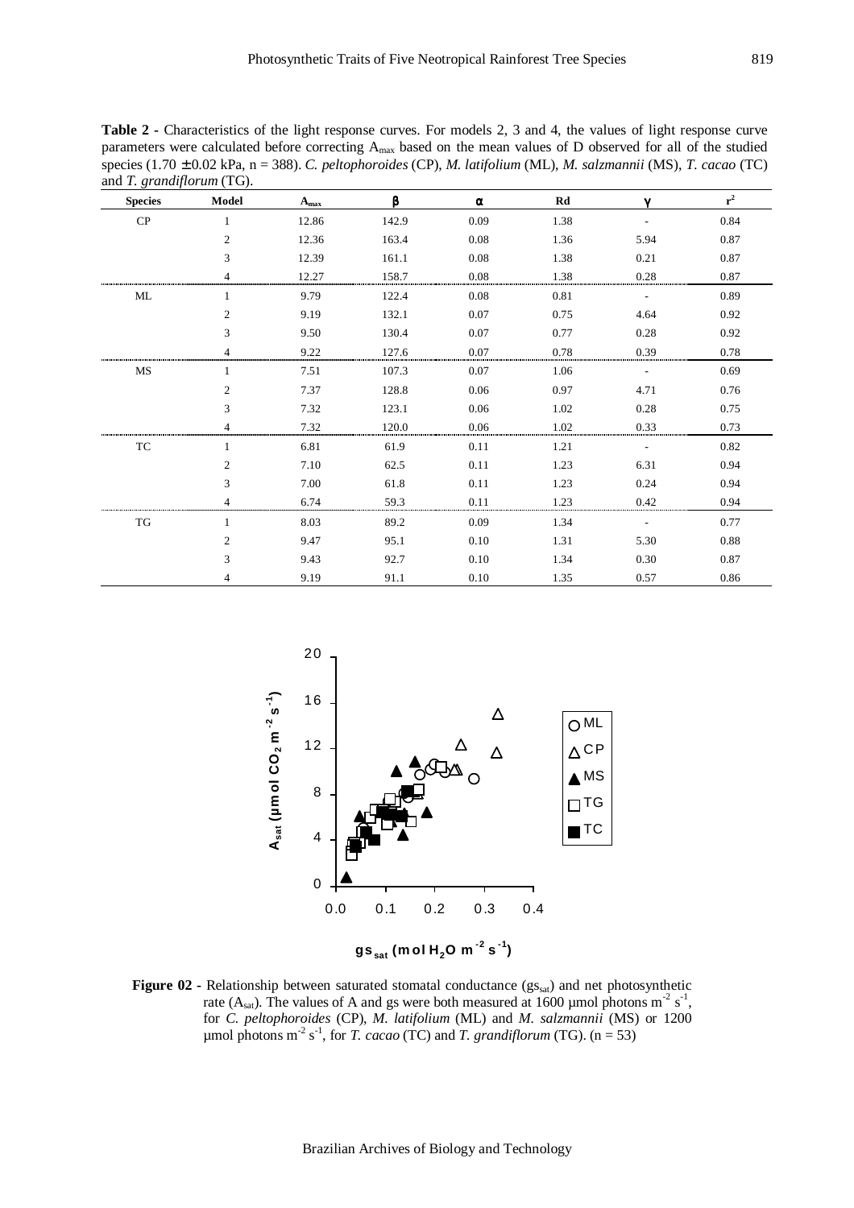**Table 2 -** Characteristics of the light response curves. For models 2, 3 and 4, the values of light response curve parameters were calculated before correcting $A_{max}$ based on the mean values of D observed for all of the studied species (1.70 ± 0.02 kPa, n = 388). *C. peltophoroides* (CP), *M. latifolium* (ML), *M. salzmannii* (MS), *T. cacao* (TC) and *T. grandiflorum* (TG).

| Species | Model | $A_{max}$ | $\beta$ | $\alpha$ | Rd | $\gamma$ | $r^2$ |
|---|---|---|---|---|---|---|---|
| CP | 1 | 12.86 | 142.9 | 0.09 | 1.38 | - | 0.84 |
| | 2 | 12.36 | 163.4 | 0.08 | 1.36 | 5.94 | 0.87 |
| | 3 | 12.39 | 161.1 | 0.08 | 1.38 | 0.21 | 0.87 |
| | 4 | 12.27 | 158.7 | 0.08 | 1.38 | 0.28 | 0.87 |
| ML | 1 | 9.79 | 122.4 | 0.08 | 0.81 | - | 0.89 |
| | 2 | 9.19 | 132.1 | 0.07 | 0.75 | 4.64 | 0.92 |
| | 3 | 9.50 | 130.4 | 0.07 | 0.77 | 0.28 | 0.92 |
| | 4 | 9.22 | 127.6 | 0.07 | 0.78 | 0.39 | 0.78 |
| MS | 1 | 7.51 | 107.3 | 0.07 | 1.06 | - | 0.69 |
| | 2 | 7.37 | 128.8 | 0.06 | 0.97 | 4.71 | 0.76 |
| | 3 | 7.32 | 123.1 | 0.06 | 1.02 | 0.28 | 0.75 |
| | 4 | 7.32 | 120.0 | 0.06 | 1.02 | 0.33 | 0.73 |
| TC | 1 | 6.81 | 61.9 | 0.11 | 1.21 | - | 0.82 |
| | 2 | 7.10 | 62.5 | 0.11 | 1.23 | 6.31 | 0.94 |
| | 3 | 7.00 | 61.8 | 0.11 | 1.23 | 0.24 | 0.94 |
| | 4 | 6.74 | 59.3 | 0.11 | 1.23 | 0.42 | 0.94 |
| TG | 1 | 8.03 | 89.2 | 0.09 | 1.34 | - | 0.77 |
| | 2 | 9.47 | 95.1 | 0.10 | 1.31 | 5.30 | 0.88 |
| | 3 | 9.43 | 92.7 | 0.10 | 1.34 | 0.30 | 0.87 |
| | 4 | 9.19 | 91.1 | 0.10 | 1.35 | 0.57 | 0.86 |

**Figure 02 -** Relationship between saturated stomatal conductance ($gs_{sat}$) and net photosynthetic rate ($A_{sat}$). The values of A and gs were both measured at 1600 µmol photons $m^{-2}$ $s^{-1}$, for *C. peltophoroides* (CP), *M. latifolium* (ML) and *M. salzmannii* (MS) or 1200 µmol photons $m^{-2}$ $s^{-1}$, for *T. cacao* (TC) and *T. grandiflorum* (TG). (n = 53)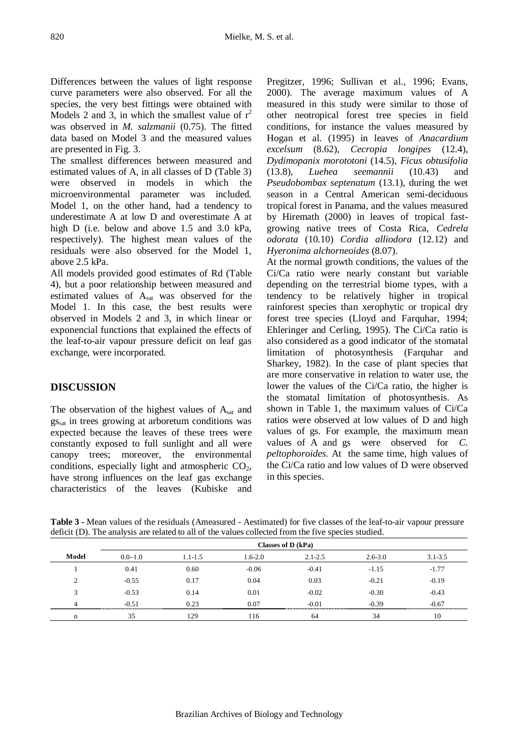Differences between the values of light response curve parameters were also observed. For all the species, the very best fittings were obtained with Models 2 and 3, in which the smallest value of $r^2$ was observed in *M. salzmanii* (0.75). The fitted data based on Model 3 and the measured values are presented in Fig. 3.

The smallest differences between measured and estimated values of A, in all classes of D (Table 3) were observed in models in which the microenvironmental parameter was included. Model 1, on the other hand, had a tendency to underestimate A at low D and overestimate A at high D (i.e. below and above 1.5 and 3.0 kPa, respectively). The highest mean values of the residuals were also observed for the Model 1, above 2.5 kPa.

All models provided good estimates of Rd (Table 4), but a poor relationship between measured and estimated values of $A_{sat}$ was observed for the Model 1. In this case, the best results were observed in Models 2 and 3, in which linear or exponencial functions that explained the effects of the leaf-to-air vapour pressure deficit on leaf gas exchange, were incorporated.

## DISCUSSION

The observation of the highest values of $A_{sat}$ and $gs_{sat}$ in trees growing at arboretum conditions was expected because the leaves of these trees were constantly exposed to full sunlight and all were canopy trees; moreover, the environmental conditions, especially light and atmospheric $CO_2$, have strong influences on the leaf gas exchange characteristics of the leaves (Kubiske and Pregitzer, 1996; Sullivan et al., 1996; Evans, 2000). The average maximum values of A measured in this study were similar to those of other neotropical forest tree species in field conditions, for instance the values measured by Hogan et al. (1995) in leaves of *Anacardium excelsum* (8.62), *Cecropia longipes* (12.4), *Dydimopanix morototoni* (14.5), *Ficus obtusifolia* (13.8), *Luehea seemannii* (10.43) and *Pseudobombax septenatum* (13.1), during the wet season in a Central American semi-deciduous tropical forest in Panama, and the values measured by Hiremath (2000) in leaves of tropical fast-growing native trees of Costa Rica, *Cedrela odorata* (10.10) *Cordia alliodora* (12.12) and *Hyeronima alchorneoides* (8.07).

At the normal growth conditions, the values of the Ci/Ca ratio were nearly constant but variable depending on the terrestrial biome types, with a tendency to be relatively higher in tropical rainforest species than xerophytic or tropical dry forest tree species (Lloyd and Farquhar, 1994; Ehleringer and Cerling, 1995). The Ci/Ca ratio is also considered as a good indicator of the stomatal limitation of photosynthesis (Farquhar and Sharkey, 1982). In the case of plant species that are more conservative in relation to water use, the lower the values of the Ci/Ca ratio, the higher is the stomatal limitation of photosynthesis. As shown in Table 1, the maximum values of Ci/Ca ratios were observed at low values of D and high values of gs. For example, the maximum mean values of A and gs were observed for *C. peltophoroides*. At the same time, high values of the Ci/Ca ratio and low values of D were observed in this species.

**Table 3 -** Mean values of the residuals (Ameasured - Aestimated) for five classes of the leaf-to-air vapour pressure deficit (D). The analysis are related to all of the values collected from the five species studied.

| Model | Classes of D (kPa) | | | | | |
|---|---|---|---|---|---|---|
| | 0.0–1.0 | 1.1-1.5 | 1.6-2.0 | 2.1-2.5 | 2.6-3.0 | 3.1-3.5 |
| 1 | 0.41 | 0.60 | -0.06 | -0.41 | -1.15 | -1.77 |
| 2 | -0.55 | 0.17 | 0.04 | 0.03 | -0.21 | -0.19 |
| 3 | -0.53 | 0.14 | 0.01 | -0.02 | -0.30 | -0.43 |
| 4 | -0.51 | 0.23 | 0.07 | -0.01 | -0.39 | -0.67 |
| n | 35 | 129 | 116 | 64 | 34 | 10 |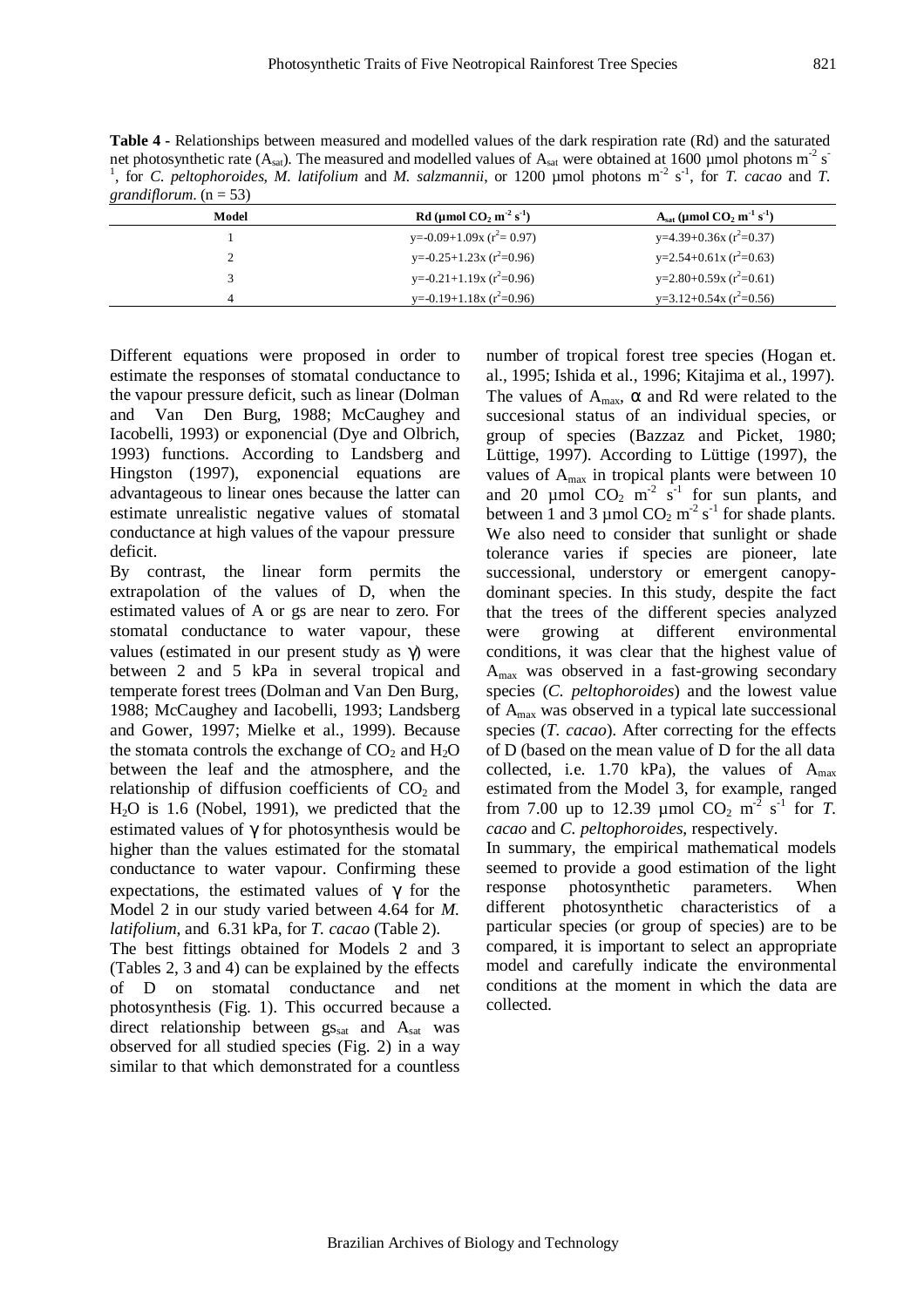**Table 4 -** Relationships between measured and modelled values of the dark respiration rate (Rd) and the saturated net photosynthetic rate ($A_{sat}$). The measured and modelled values of $A_{sat}$ were obtained at 1600 µmol photons $m^{-2}$ $s^{-1}$, for *C. peltophoroides*, *M. latifolium* and *M. salzmannii*, or 1200 µmol photons $m^{-2}$ $s^{-1}$, for *T. cacao* and *T. grandiflorum*. (n = 53)

| Model | Rd (µmol $CO_2$ $m^{-2}$ $s^{-1}$) | $A_{sat}$ (µmol $CO_2$ $m^{-1}$ $s^{-1}$) |
|---|---|---|
| 1 | y=-0.09+1.09x ($r^2$= 0.97) | y=4.39+0.36x ($r^2$=0.37) |
| 2 | y=-0.25+1.23x ($r^2$=0.96) | y=2.54+0.61x ($r^2$=0.63) |
| 3 | y=-0.21+1.19x ($r^2$=0.96) | y=2.80+0.59x ($r^2$=0.61) |
| 4 | y=-0.19+1.18x ($r^2$=0.96) | y=3.12+0.54x ($r^2$=0.56) |

Different equations were proposed in order to estimate the responses of stomatal conductance to the vapour pressure deficit, such as linear (Dolman and Van Den Burg, 1988; McCaughey and Iacobelli, 1993) or exponencial (Dye and Olbrich, 1993) functions. According to Landsberg and Hingston (1997), exponencial equations are advantageous to linear ones because the latter can estimate unrealistic negative values of stomatal conductance at high values of the vapour pressure deficit.

By contrast, the linear form permits the extrapolation of the values of D, when the estimated values of A or gs are near to zero. For stomatal conductance to water vapour, these values (estimated in our present study as $\gamma$) were between 2 and 5 kPa in several tropical and temperate forest trees (Dolman and Van Den Burg, 1988; McCaughey and Iacobelli, 1993; Landsberg and Gower, 1997; Mielke et al., 1999). Because the stomata controls the exchange of $CO_2$ and $H_2O$ between the leaf and the atmosphere, and the relationship of diffusion coefficients of $CO_2$ and $H_2O$ is 1.6 (Nobel, 1991), we predicted that the estimated values of $\gamma$ for photosynthesis would be higher than the values estimated for the stomatal conductance to water vapour. Confirming these expectations, the estimated values of $\gamma$ for the Model 2 in our study varied between 4.64 for *M. latifolium*, and 6.31 kPa, for *T. cacao* (Table 2).

The best fittings obtained for Models 2 and 3 (Tables 2, 3 and 4) can be explained by the effects of D on stomatal conductance and net photosynthesis (Fig. 1). This occurred because a direct relationship between $gs_{sat}$ and $A_{sat}$ was observed for all studied species (Fig. 2) in a way similar to that which demonstrated for a countless number of tropical forest tree species (Hogan et. al., 1995; Ishida et al., 1996; Kitajima et al., 1997). The values of $A_{max}$, $\alpha$ and Rd were related to the succesional status of an individual species, or group of species (Bazzaz and Picket, 1980; Lüttige, 1997). According to Lüttige (1997), the values of $A_{max}$ in tropical plants were between 10 and 20 µmol $CO_2$ $m^{-2}$ $s^{-1}$ for sun plants, and between 1 and 3 µmol $CO_2$ $m^{-2}$ $s^{-1}$ for shade plants. We also need to consider that sunlight or shade tolerance varies if species are pioneer, late successional, understory or emergent canopy-dominant species. In this study, despite the fact that the trees of the different species analyzed were growing at different environmental conditions, it was clear that the highest value of $A_{max}$ was observed in a fast-growing secondary species (*C. peltophoroides*) and the lowest value of $A_{max}$ was observed in a typical late successional species (*T. cacao*). After correcting for the effects of D (based on the mean value of D for the all data collected, i.e. 1.70 kPa), the values of $A_{max}$ estimated from the Model 3, for example, ranged from 7.00 up to 12.39 µmol $CO_2$ $m^{-2}$ $s^{-1}$ for *T. cacao* and *C. peltophoroides*, respectively.

In summary, the empirical mathematical models seemed to provide a good estimation of the light response photosynthetic parameters. When different photosynthetic characteristics of a particular species (or group of species) are to be compared, it is important to select an appropriate model and carefully indicate the environmental conditions at the moment in which the data are collected.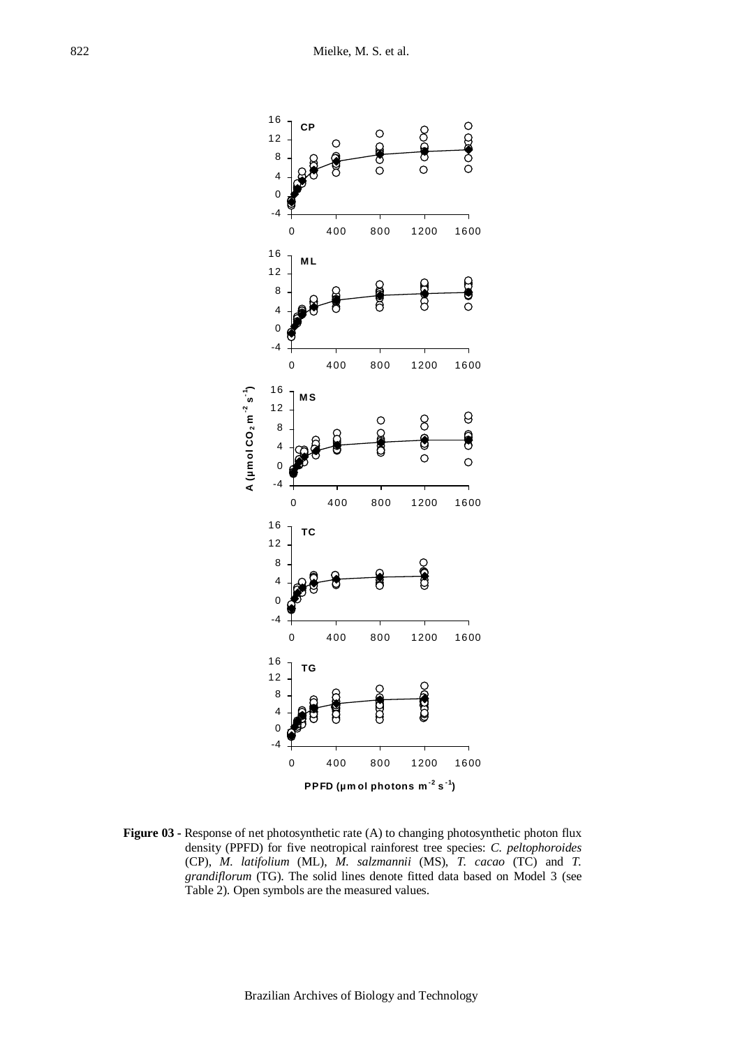**Figure 03 -** Response of net photosynthetic rate (A) to changing photosynthetic photon flux density (PPFD) for five neotropical rainforest tree species: *C. peltophoroides* (CP), *M. latifolium* (ML), *M. salzmannii* (MS), *T. cacao* (TC) and *T. grandiflorum* (TG). The solid lines denote fitted data based on Model 3 (see Table 2). Open symbols are the measured values.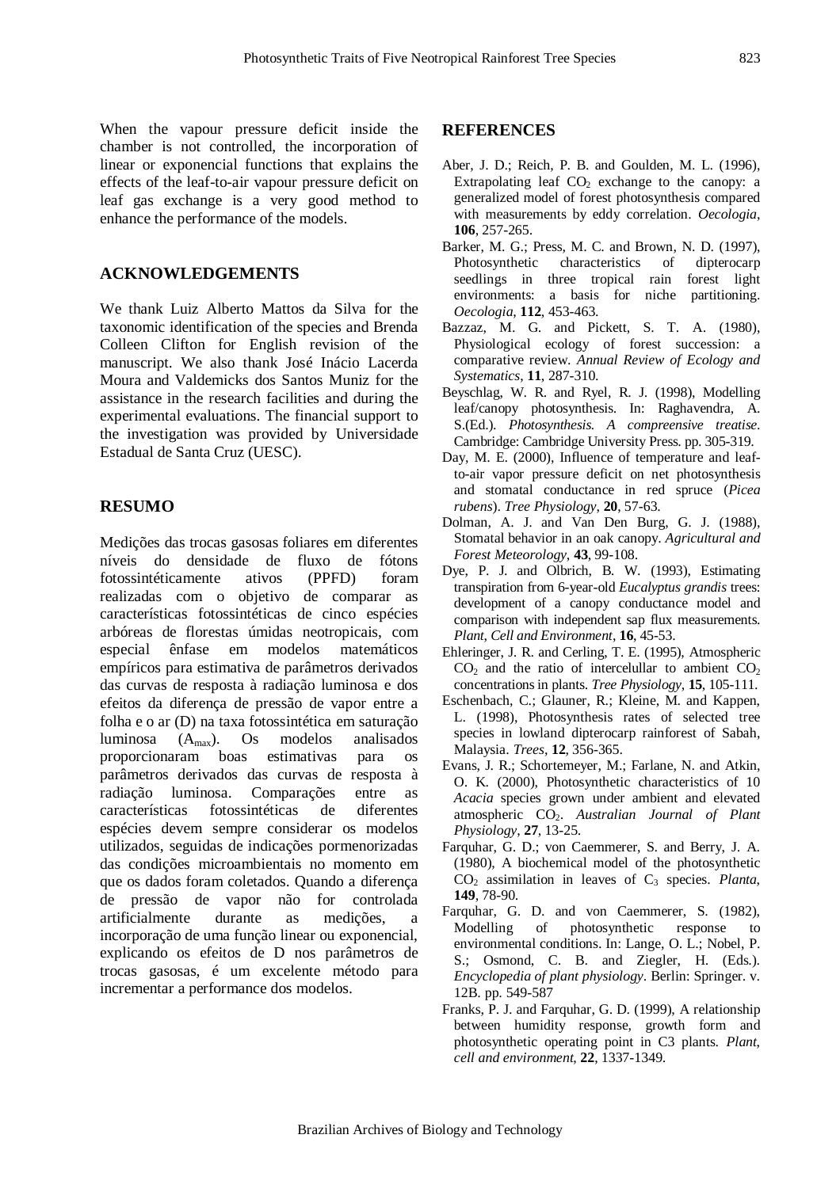When the vapour pressure deficit inside the chamber is not controlled, the incorporation of linear or exponencial functions that explains the effects of the leaf-to-air vapour pressure deficit on leaf gas exchange is a very good method to enhance the performance of the models.

## ACKNOWLEDGEMENTS

We thank Luiz Alberto Mattos da Silva for the taxonomic identification of the species and Brenda Colleen Clifton for English revision of the manuscript. We also thank José Inácio Lacerda Moura and Valdemicks dos Santos Muniz for the assistance in the research facilities and during the experimental evaluations. The financial support to the investigation was provided by Universidade Estadual de Santa Cruz (UESC).

## RESUMO

Medições das trocas gasosas foliares em diferentes níveis do densidade de fluxo de fótons fotossintéticamente ativos (PPFD) foram realizadas com o objetivo de comparar as características fotossintéticas de cinco espécies arbóreas de florestas úmidas neotropicais, com especial ênfase em modelos matemáticos empíricos para estimativa de parâmetros derivados das curvas de resposta à radiação luminosa e dos efeitos da diferença de pressão de vapor entre a folha e o ar (D) na taxa fotossintética em saturação luminosa ($A_{max}$). Os modelos analisados proporcionaram boas estimativas para os parâmetros derivados das curvas de resposta à radiação luminosa. Comparações entre as características fotossintéticas de diferentes espécies devem sempre considerar os modelos utilizados, seguidas de indicações pormenorizadas das condições microambientais no momento em que os dados foram coletados. Quando a diferença de pressão de vapor não for controlada artificialmente durante as medições, a incorporação de uma função linear ou exponencial, explicando os efeitos de D nos parâmetros de trocas gasosas, é um excelente método para incrementar a performance dos modelos.

## REFERENCES

Aber, J. D.; Reich, P. B. and Goulden, M. L. (1996), Extrapolating leaf $CO_2$ exchange to the canopy: a generalized model of forest photosynthesis compared with measurements by eddy correlation. *Oecologia*, **106**, 257-265.

Barker, M. G.; Press, M. C. and Brown, N. D. (1997), Photosynthetic characteristics of dipterocarp seedlings in three tropical rain forest light environments: a basis for niche partitioning. *Oecologia*, **112**, 453-463.

Bazzaz, M. G. and Pickett, S. T. A. (1980), Physiological ecology of forest succession: a comparative review. *Annual Review of Ecology and Systematics*, **11**, 287-310.

Beyschlag, W. R. and Ryel, R. J. (1998), Modelling leaf/canopy photosynthesis. In: Raghavendra, A. S.(Ed.). *Photosynthesis. A compreensive treatise*. Cambridge: Cambridge University Press. pp. 305-319.

Day, M. E. (2000), Influence of temperature and leaf-to-air vapor pressure deficit on net photosynthesis and stomatal conductance in red spruce (*Picea rubens*). *Tree Physiology*, **20**, 57-63.

Dolman, A. J. and Van Den Burg, G. J. (1988), Stomatal behavior in an oak canopy. *Agricultural and Forest Meteorology*, **43**, 99-108.

Dye, P. J. and Olbrich, B. W. (1993), Estimating transpiration from 6-year-old *Eucalyptus grandis* trees: development of a canopy conductance model and comparison with independent sap flux measurements. *Plant, Cell and Environment*, **16**, 45-53.

Ehleringer, J. R. and Cerling, T. E. (1995), Atmospheric $CO_2$ and the ratio of intercelullar to ambient $CO_2$ concentrations in plants. *Tree Physiology*, **15**, 105-111.

Eschenbach, C.; Glauner, R.; Kleine, M. and Kappen, L. (1998), Photosynthesis rates of selected tree species in lowland dipterocarp rainforest of Sabah, Malaysia. *Trees*, **12**, 356-365.

Evans, J. R.; Schortemeyer, M.; Farlane, N. and Atkin, O. K. (2000), Photosynthetic characteristics of 10 *Acacia* species grown under ambient and elevated atmospheric $CO_2$. *Australian Journal of Plant Physiology*, **27**, 13-25.

Farquhar, G. D.; von Caemmerer, S. and Berry, J. A. (1980), A biochemical model of the photosynthetic $CO_2$ assimilation in leaves of $C_3$ species. *Planta*, **149**, 78-90.

Farquhar, G. D. and von Caemmerer, S. (1982), Modelling of photosynthetic response to environmental conditions. In: Lange, O. L.; Nobel, P. S.; Osmond, C. B. and Ziegler, H. (Eds.). *Encyclopedia of plant physiology*. Berlin: Springer. v. 12B. pp. 549-587

Franks, P. J. and Farquhar, G. D. (1999), A relationship between humidity response, growth form and photosynthetic operating point in C3 plants. *Plant, cell and environment*, **22**, 1337-1349.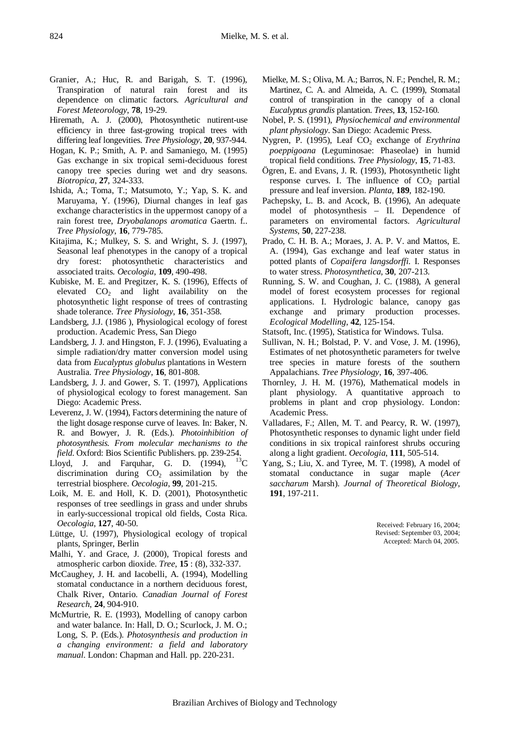Granier, A.; Huc, R. and Barigah, S. T. (1996), Transpiration of natural rain forest and its dependence on climatic factors. *Agricultural and Forest Meteorology*, **78**, 19-29.

Hiremath, A. J. (2000), Photosynthetic nutirent-use efficiency in three fast-growing tropical trees with differing leaf longevities. *Tree Physiology*, **20**, 937-944.

Hogan, K. P.; Smith, A. P. and Samaniego, M. (1995) Gas exchange in six tropical semi-deciduous forest canopy tree species during wet and dry seasons. *Biotropica*, **27**, 324-333.

Ishida, A.; Toma, T.; Matsumoto, Y.; Yap, S. K. and Maruyama, Y. (1996), Diurnal changes in leaf gas exchange characteristics in the uppermost canopy of a rain forest tree, *Dryobalanops aromatica* Gaertn. f.. *Tree Physiology*, **16**, 779-785.

Kitajima, K.; Mulkey, S. S. and Wright, S. J. (1997), Seasonal leaf phenotypes in the canopy of a tropical dry forest: photosynthetic characteristics and associated traits. *Oecologia*, **109**, 490-498.

Kubiske, M. E. and Pregitzer, K. S. (1996), Effects of elevated $CO_2$ and light availability on the photosynthetic light response of trees of contrasting shade tolerance. *Tree Physiology*, **16**, 351-358.

Landsberg, J.J. (1986 ), Physiological ecology of forest production. Academic Press, San Diego

Landsberg, J. J. and Hingston, F. J. (1996), Evaluating a simple radiation/dry matter conversion model using data from *Eucalyptus globulus* plantations in Western Australia. *Tree Physiology*, **16**, 801-808.

Landsberg, J. J. and Gower, S. T. (1997), Applications of physiological ecology to forest management. San Diego: Academic Press.

Leverenz, J. W. (1994), Factors determining the nature of the light dosage response curve of leaves. In: Baker, N. R. and Bowyer, J. R. (Eds.). *Photoinhibition of photosynthesis. From molecular mechanisms to the field*. Oxford: Bios Scientific Publishers. pp. 239-254.

Lloyd, J. and Farquhar, G. D. (1994), $^{13}C$ discrimination during $CO_2$ assimilation by the terrestrial biosphere. *Oecologia*, **99**, 201-215.

Loik, M. E. and Holl, K. D. (2001), Photosynthetic responses of tree seedlings in grass and under shrubs in early-successional tropical old fields, Costa Rica. *Oecologia*, **127**, 40-50.

Lüttge, U. (1997), Physiological ecology of tropical plants, Springer, Berlin

Malhi, Y. and Grace, J. (2000), Tropical forests and atmospheric carbon dioxide. *Tree*, **15** : (8), 332-337.

McCaughey, J. H. and Iacobelli, A. (1994), Modelling stomatal conductance in a northern deciduous forest, Chalk River, Ontario. *Canadian Journal of Forest Research*, **24**, 904-910.

McMurtrie, R. E. (1993), Modelling of canopy carbon and water balance. In: Hall, D. O.; Scurlock, J. M. O.; Long, S. P. (Eds.). *Photosynthesis and production in a changing environment: a field and laboratory manual*. London: Chapman and Hall. pp. 220-231.

Mielke, M. S.; Oliva, M. A.; Barros, N. F.; Penchel, R. M.; Martinez, C. A. and Almeida, A. C. (1999), Stomatal control of transpiration in the canopy of a clonal *Eucalyptus grandis* plantation. *Trees*, **13**, 152-160.

Nobel, P. S. (1991), *Physiochemical and environmental plant physiology*. San Diego: Academic Press.

Nygren, P. (1995), Leaf $CO_2$ exchange of *Erythrina poeppigoana* (Leguminosae: Phaseolae) in humid tropical field conditions. *Tree Physiology*, **15**, 71-83.

Ögren, E. and Evans, J. R. (1993), Photosynthetic light response curves. I. The influence of $CO_2$ partial pressure and leaf inversion. *Planta*, **189**, 182-190.

Pachepsky, L. B. and Acock, B. (1996), An adequate model of photosynthesis – II. Dependence of parameters on enviromental factors. *Agricultural Systems*, **50**, 227-238.

Prado, C. H. B. A.; Moraes, J. A. P. V. and Mattos, E. A. (1994), Gas exchange and leaf water status in potted plants of *Copaifera langsdorffi*. I. Responses to water stress. *Photosynthetica*, **30**, 207-213.

Running, S. W. and Coughan, J. C. (1988), A general model of forest ecosystem processes for regional applications. I. Hydrologic balance, canopy gas exchange and primary production processes. *Ecological Modelling*, **42**, 125-154.

Statsoft, Inc. (1995), Statistica for Windows. Tulsa.

Sullivan, N. H.; Bolstad, P. V. and Vose, J. M. (1996), Estimates of net photosynthetic parameters for twelve tree species in mature forests of the southern Appalachians. *Tree Physiology*, **16**, 397-406.

Thornley, J. H. M. (1976), Mathematical models in plant physiology. A quantitative approach to problems in plant and crop physiology. London: Academic Press.

Valladares, F.; Allen, M. T. and Pearcy, R. W. (1997), Photosynthetic responses to dynamic light under field conditions in six tropical rainforest shrubs occuring along a light gradient. *Oecologia*, **111**, 505-514.

Yang, S.; Liu, X. and Tyree, M. T. (1998), A model of stomatal conductance in sugar maple (*Acer saccharum* Marsh). *Journal of Theoretical Biology*, **191**, 197-211.

Received: February 16, 2004;
Revised: September 03, 2004;
Accepted: March 04, 2005.